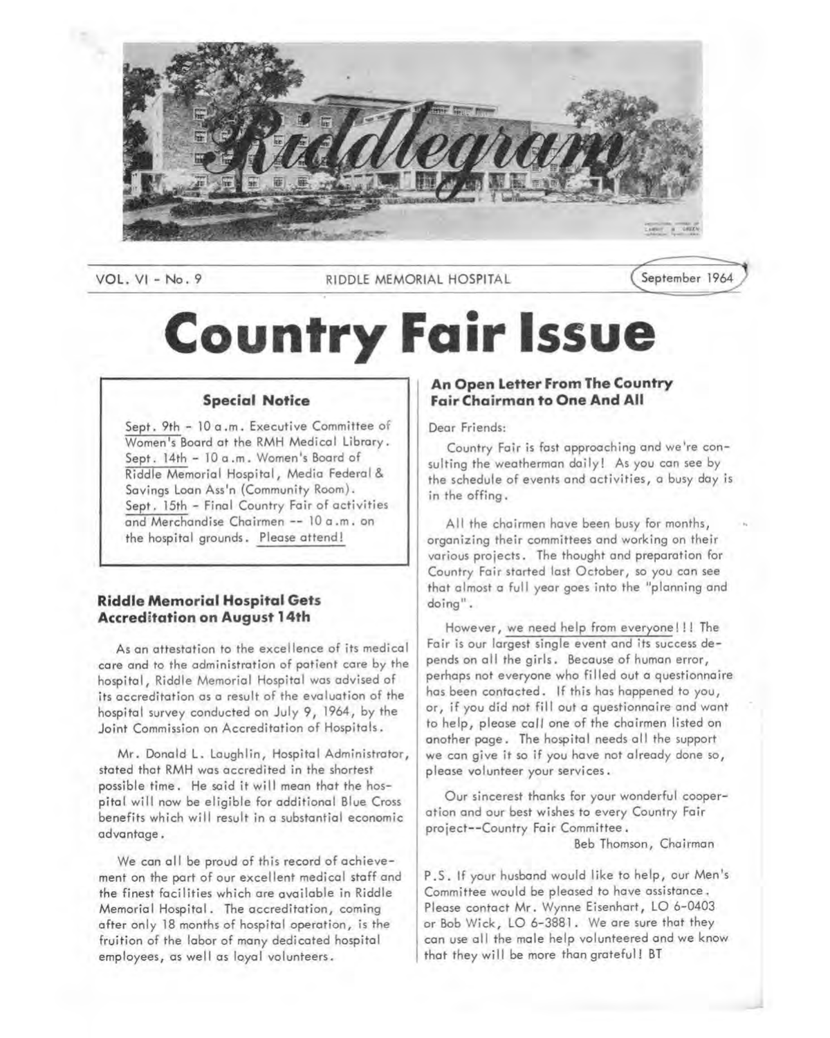# Riddlegram

VOL. VI - No. 9 RIDDLE MEMORIAL HOSPITAL September 1964

# Country Fair Issue

### Special Notice

Sept. 9th - 10 a.m. Executive Committee of Women's Board at the RMH Medical Library.
Sept. 14th - 10 a.m. Women's Board of Riddle Memorial Hospital, Media Federal & Savings Loan Ass'n (Community Room).
Sept. 15th - Final Country Fair of activities and Merchandise Chairmen -- 10 a.m. on the hospital grounds. Please attend!

### Riddle Memorial Hospital Gets Accreditation on August 14th

As an attestation to the excellence of its medical care and to the administration of patient care by the hospital, Riddle Memorial Hospital was advised of its accreditation as a result of the evaluation of the hospital survey conducted on July 9, 1964, by the Joint Commission on Accreditation of Hospitals.

Mr. Donald L. Laughlin, Hospital Administrator, stated that RMH was accredited in the shortest possible time. He said it will mean that the hospital will now be eligible for additional Blue Cross benefits which will result in a substantial economic advantage.

We can all be proud of this record of achievement on the part of our excellent medical staff and the finest facilities which are available in Riddle Memorial Hospital. The accreditation, coming after only 18 months of hospital operation, is the fruition of the labor of many dedicated hospital employees, as well as loyal volunteers.

### An Open Letter From The Country Fair Chairman to One And All

Dear Friends:

Country Fair is fast approaching and we're consulting the weatherman daily! As you can see by the schedule of events and activities, a busy day is in the offing.

All the chairmen have been busy for months, organizing their committees and working on their various projects. The thought and preparation for Country Fair started last October, so you can see that almost a full year goes into the "planning and doing".

However, we need help from everyone!!! The Fair is our largest single event and its success depends on all the girls. Because of human error, perhaps not everyone who filled out a questionnaire has been contacted. If this has happened to you, or, if you did not fill out a questionnaire and want to help, please call one of the chairmen listed on another page. The hospital needs all the support we can give it so if you have not already done so, please volunteer your services.

Our sincerest thanks for your wonderful cooperation and our best wishes to every Country Fair project--Country Fair Committee.

Beb Thomson, Chairman

P.S. If your husband would like to help, our Men's Committee would be pleased to have assistance. Please contact Mr. Wynne Eisenhart, LO 6-0403 or Bob Wick, LO 6-3881. We are sure that they can use all the male help volunteered and we know that they will be more than grateful! BT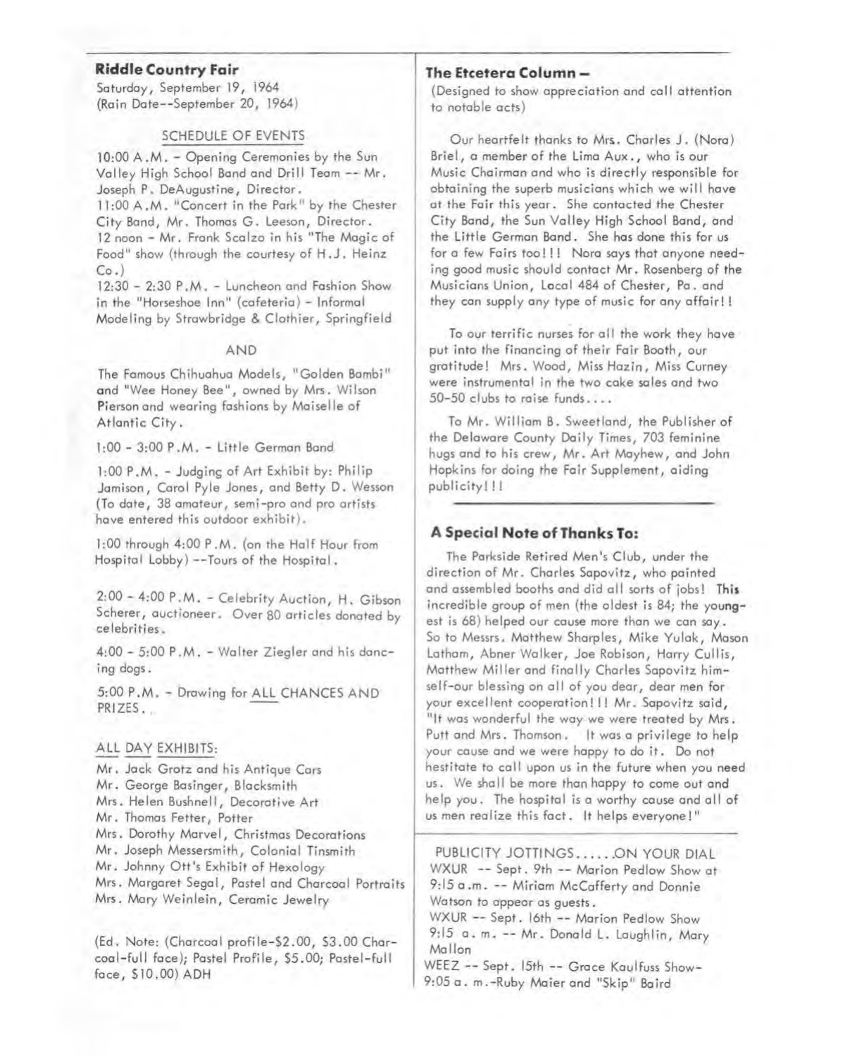## Riddle Country Fair

Saturday, September 19, 1964
(Rain Date--September 20, 1964)

SCHEDULE OF EVENTS

10:00 A.M. - Opening Ceremonies by the Sun Valley High School Band and Drill Team -- Mr. Joseph P. DeAugustine, Director.
11:00 A.M. "Concert in the Park" by the Chester City Band, Mr. Thomas G. Leeson, Director.
12 noon - Mr. Frank Scalzo in his "The Magic of Food" show (through the courtesy of H.J. Heinz Co.)
12:30 - 2:30 P.M. - Luncheon and Fashion Show in the "Horseshoe Inn" (cafeteria) - Informal Modeling by Strawbridge & Clothier, Springfield

AND

The Famous Chihuahua Models, "Golden Bambi" and "Wee Honey Bee", owned by Mrs. Wilson Pierson and wearing fashions by Maiselle of Atlantic City.

1:00 - 3:00 P.M. - Little German Band

1:00 P.M. - Judging of Art Exhibit by: Philip Jamison, Carol Pyle Jones, and Betty D. Wesson (To date, 38 amateur, semi-pro and pro artists have entered this outdoor exhibit).

1:00 through 4:00 P.M. (on the Half Hour from Hospital Lobby) --Tours of the Hospital.

2:00 - 4:00 P.M. - Celebrity Auction, H. Gibson Scherer, auctioneer. Over 80 articles donated by celebrities.

4:00 - 5:00 P.M. - Walter Ziegler and his dancing dogs.

5:00 P.M. - Drawing for ALL CHANCES AND PRIZES.

ALL DAY EXHIBITS:

Mr. Jack Grotz and his Antique Cars
Mr. George Basinger, Blacksmith
Mrs. Helen Bushnell, Decorative Art
Mr. Thomas Fetter, Potter
Mrs. Dorothy Marvel, Christmas Decorations
Mr. Joseph Messersmith, Colonial Tinsmith
Mr. Johnny Ott's Exhibit of Hexology
Mrs. Margaret Segal, Pastel and Charcoal Portraits
Mrs. Mary Weinlein, Ceramic Jewelry

(Ed. Note: (Charcoal profile-$2.00, $3.00 Charcoal-full face); Pastel Profile, $5.00; Pastel-full face, $10.00) ADH

## The Etcetera Column –

(Designed to show appreciation and call attention to notable acts)

Our heartfelt thanks to Mrs. Charles J. (Nora) Briel, a member of the Lima Aux., who is our Music Chairman and who is directly responsible for obtaining the superb musicians which we will have at the Fair this year. She contacted the Chester City Band, the Sun Valley High School Band, and the Little German Band. She has done this for us for a few Fairs too!!! Nora says that anyone needing good music should contact Mr. Rosenberg of the Musicians Union, Local 484 of Chester, Pa. and they can supply any type of music for any affair!!

To our terrific nurses for all the work they have put into the financing of their Fair Booth, our gratitude! Mrs. Wood, Miss Hazin, Miss Curney were instrumental in the two cake sales and two 50-50 clubs to raise funds....

To Mr. William B. Sweetland, the Publisher of the Delaware County Daily Times, 703 feminine hugs and to his crew, Mr. Art Mayhew, and John Hopkins for doing the Fair Supplement, aiding publicity!!!

## A Special Note of Thanks To:

The Parkside Retired Men's Club, under the direction of Mr. Charles Sapovitz, who painted and assembled booths and did all sorts of jobs! This incredible group of men (the oldest is 84; the youngest is 68) helped our cause more than we can say. So to Messrs. Matthew Sharples, Mike Yulak, Mason Latham, Abner Walker, Joe Robison, Harry Cullis, Matthew Miller and finally Charles Sapovitz himself-our blessing on all of you dear, dear men for your excellent cooperation!!! Mr. Sapovitz said, "It was wonderful the way we were treated by Mrs. Putt and Mrs. Thomson. It was a privilege to help your cause and we were happy to do it. Do not hestitate to call upon us in the future when you need us. We shall be more than happy to come out and help you. The hospital is a worthy cause and all of us men realize this fact. It helps everyone!"

PUBLICITY JOTTINGS......ON YOUR DIAL

WXUR -- Sept. 9th -- Marion Pedlow Show at 9:15 a.m. -- Miriam McCafferty and Donnie Watson to appear as guests.
WXUR -- Sept. 16th -- Marion Pedlow Show 9:15 a. m. -- Mr. Donald L. Laughlin, Mary Mallon
WEEZ -- Sept. 15th -- Grace Kaulfuss Show- 9:05 a. m.-Ruby Maier and "Skip" Baird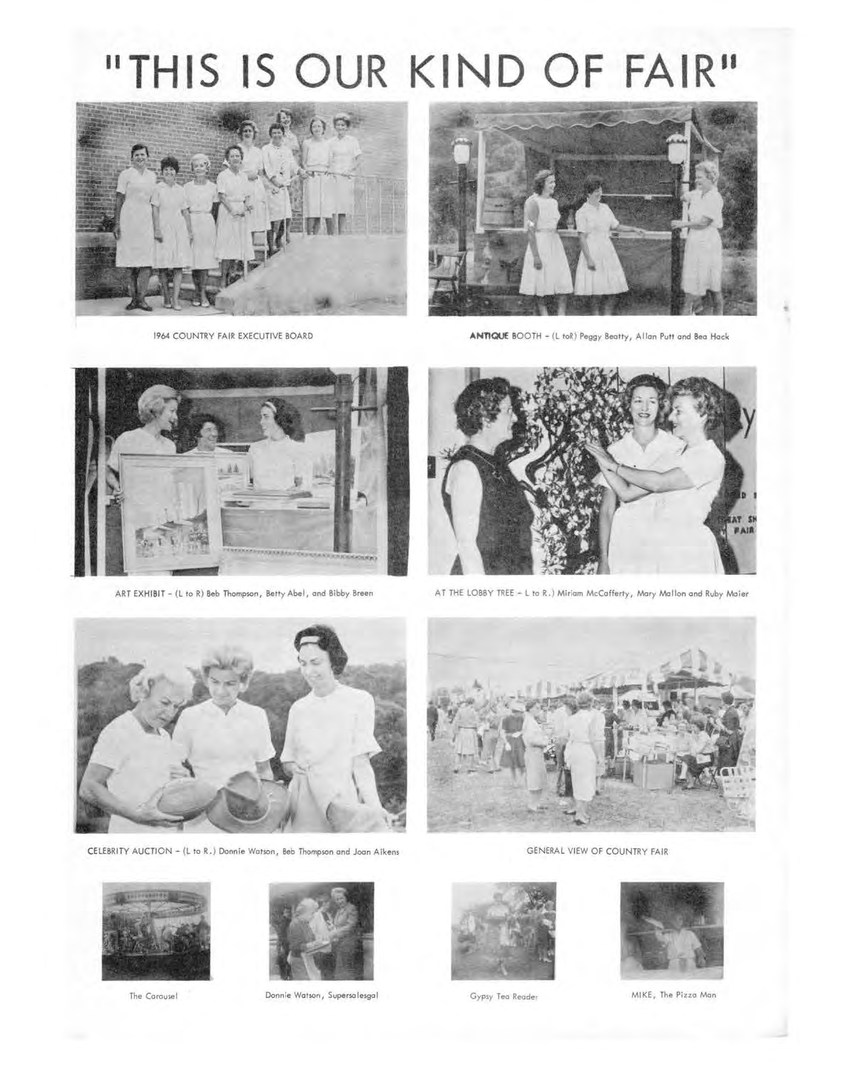# "THIS IS OUR KIND OF FAIR"

1964 COUNTRY FAIR EXECUTIVE BOARD

**ANTIQUE** BOOTH - (L toR) Peggy Beatty, Allan Putt and Bea Hack

ART EXHIBIT - (L to R) Beb Thompson, Betty Abel, and Bibby Breen

AT THE LOBBY TREE - L to R.) Miriam McCafferty, Mary Mallon and Ruby Maier

CELEBRITY AUCTION - (L to R.) Donnie Watson, Beb Thompson and Joan Aikens

GENERAL VIEW OF COUNTRY FAIR

The Carousel

Donnie Watson, Supersalesgal

Gypsy Tea Reader

MIKE, The Pizza Man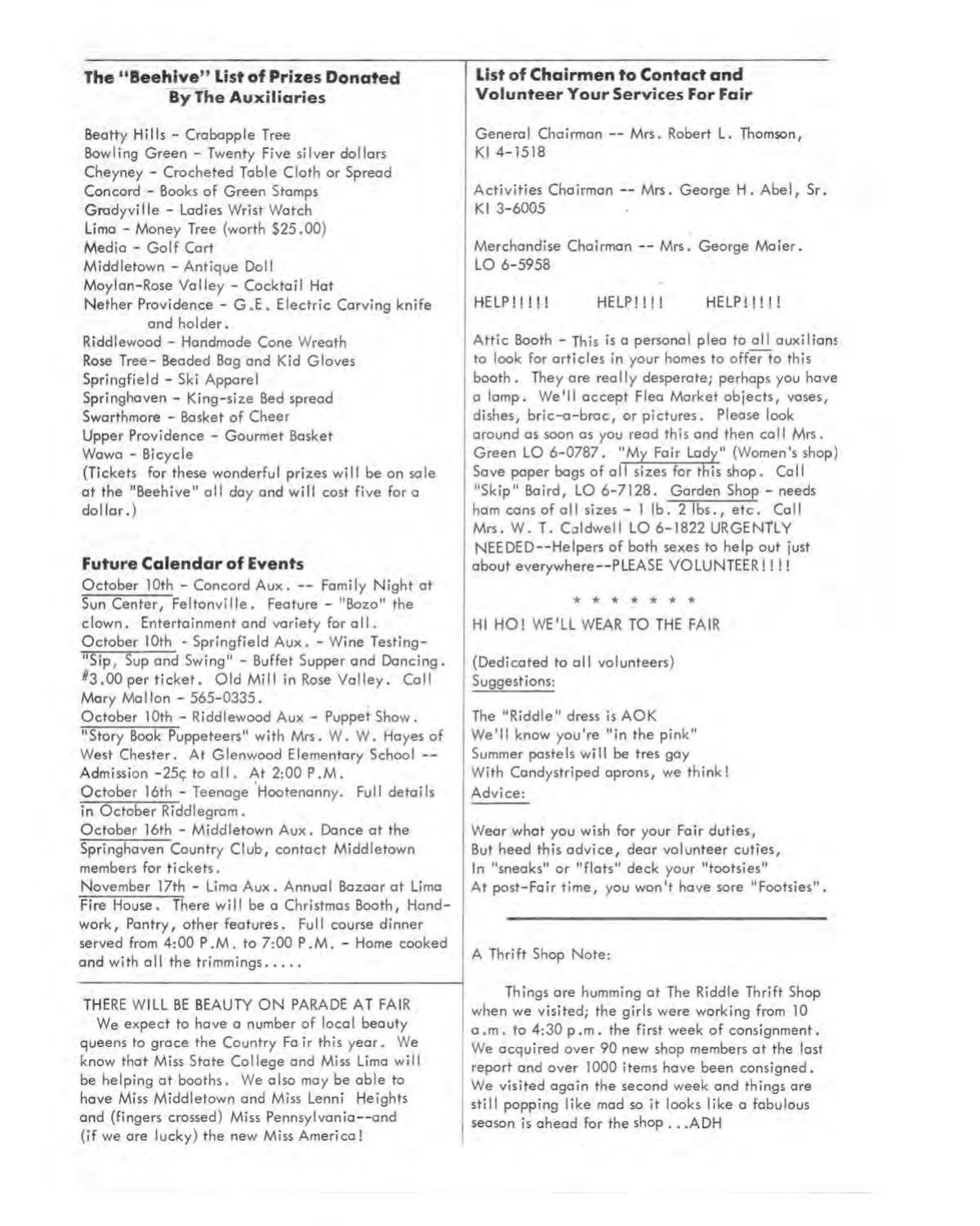## The "Beehive" List of Prizes Donated By The Auxiliaries

Beatty Hills - Crabapple Tree
Bowling Green - Twenty Five silver dollars
Cheyney - Crocheted Table Cloth or Spread
Concord - Books of Green Stamps
Gradyville - Ladies Wrist Watch
Lima - Money Tree (worth $25.00)
Media - Golf Cart
Middletown - Antique Doll
Moylan-Rose Valley - Cocktail Hat
Nether Providence - G.E. Electric Carving knife and holder.
Riddlewood - Handmade Cone Wreath
Rose Tree- Beaded Bag and Kid Gloves
Springfield - Ski Apparel
Springhaven - King-size Bed spread
Swarthmore - Basket of Cheer
Upper Providence - Gourmet Basket
Wawa - Bicycle
(Tickets for these wonderful prizes will be on sale at the "Beehive" all day and will cost five for a dollar.)

## Future Calendar of Events

October 10th - Concord Aux. -- Family Night at Sun Center, Feltonville. Feature - "Bozo" the clown. Entertainment and variety for all.
October 10th - Springfield Aux. - Wine Testing- "Sip, Sup and Swing" - Buffet Supper and Dancing. #3.00 per ticket. Old Mill in Rose Valley. Call Mary Mallon - 565-0335.
October 10th - Riddlewood Aux - Puppet Show. "Story Book Puppeteers" with Mrs. W. W. Hayes of West Chester. At Glenwood Elementary School -- Admission -25¢ to all. At 2:00 P.M.
October 16th - Teenage Hootenanny. Full details in October Riddlegram.
October 16th - Middletown Aux. Dance at the Springhaven Country Club, contact Middletown members for tickets.
November 17th - Lima Aux. Annual Bazaar at Lima Fire House. There will be a Christmas Booth, Handwork, Pantry, other features. Full course dinner served from 4:00 P.M. to 7:00 P.M. - Home cooked and with all the trimmings.....

THERE WILL BE BEAUTY ON PARADE AT FAIR

We expect to have a number of local beauty queens to grace the Country Fair this year. We know that Miss State College and Miss Lima will be helping at booths. We also may be able to have Miss Middletown and Miss Lenni Heights and (fingers crossed) Miss Pennsylvania--and (if we are lucky) the new Miss America!

## List of Chairmen to Contact and Volunteer Your Services For Fair

General Chairman -- Mrs. Robert L. Thomson, KI 4-1518

Activities Chairman -- Mrs. George H. Abel, Sr. KI 3-6005

Merchandise Chairman -- Mrs. George Maier. LO 6-5958

HELP!!!!! HELP!!!! HELP!!!!!

Attic Booth - This is a personal plea to all auxilians to look for articles in your homes to offer to this booth. They are really desperate; perhaps you have a lamp. We'll accept Flea Market objects, vases, dishes, bric-a-brac, or pictures. Please look around as soon as you read this and then call Mrs. Green LO 6-0787. "My Fair Lady" (Women's shop) Save paper bags of all sizes for this shop. Call "Skip" Baird, LO 6-7128. Garden Shop - needs ham cans of all sizes - 1 lb. 2 lbs., etc. Call Mrs. W. T. Caldwell LO 6-1822 URGENTLY NEEDED--Helpers of both sexes to help out just about everywhere--PLEASE VOLUNTEER!!!!

\* \* \* \* \* \* \*

HI HO! WE'LL WEAR TO THE FAIR

(Dedicated to all volunteers)
Suggestions:

The "Riddle" dress is AOK
We'll know you're "in the pink"
Summer pastels will be tres gay
With Candystriped aprons, we think!

Advice:

Wear what you wish for your Fair duties,
But heed this advice, dear volunteer cuties,
In "sneaks" or "flats" deck your "tootsies"
At post-Fair time, you won't have sore "Footsies".

---

A Thrift Shop Note:

Things are humming at The Riddle Thrift Shop when we visited; the girls were working from 10 a.m. to 4:30 p.m. the first week of consignment. We acquired over 90 new shop members at the last report and over 1000 items have been consigned. We visited again the second week and things are still popping like mad so it looks like a fabulous season is ahead for the shop ...ADH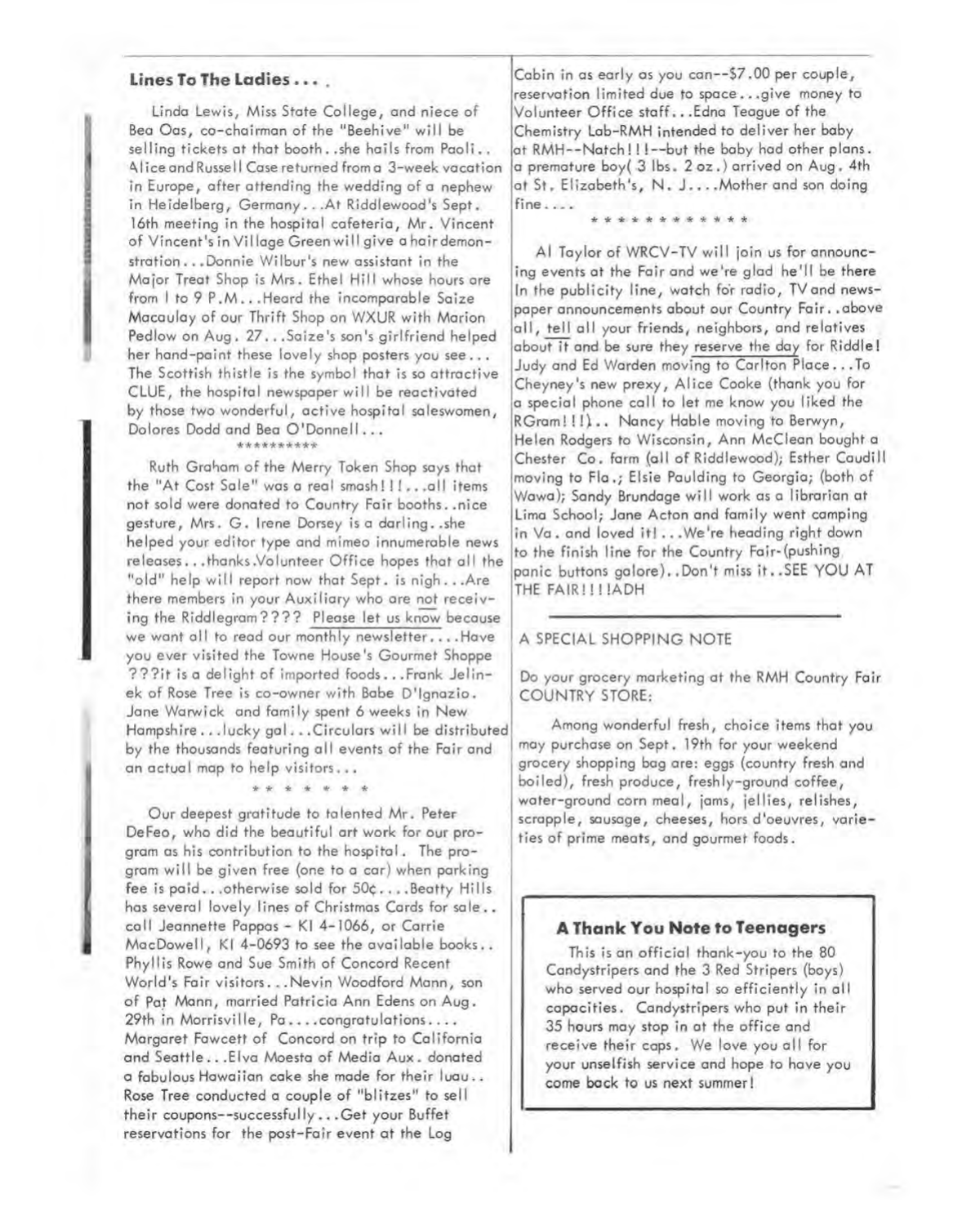### Lines To The Ladies . . .

Linda Lewis, Miss State College, and niece of Bea Oas, co-chairman of the "Beehive" will be selling tickets at that booth. .she hails from Paoli. . Alice and Russell Case returned from a 3-week vacation in Europe, after attending the wedding of a nephew in Heidelberg, Germany. . .At Riddlewood's Sept. 16th meeting in the hospital cafeteria, Mr. Vincent of Vincent's in Village Green will give a hair demonstration. . .Donnie Wilbur's new assistant in the Major Treat Shop is Mrs. Ethel Hill whose hours are from 1 to 9 P.M. . .Heard the incomparable Saize Macaulay of our Thrift Shop on WXUR with Marion Pedlow on Aug. 27. . .Saize's son's girlfriend helped her hand-paint these lovely shop posters you see. . . The Scottish thistle is the symbol that is so attractive CLUE, the hospital newspaper will be reactivated by those two wonderful, active hospital saleswomen, Dolores Dodd and Bea O'Donnell. . .

\*\*\*\*\*\*\*\*\*\*

Ruth Graham of the Merry Token Shop says that the "At Cost Sale" was a real smash!!!. . .all items not sold were donated to Country Fair booths. .nice gesture, Mrs. G. Irene Dorsey is a darling. .she helped your editor type and mimeo innumerable news releases. . .thanks.Volunteer Office hopes that all the "old" help will report now that Sept. is nigh. . .Are there members in your Auxiliary who are not receiving the Riddlegram???? Please let us know because we want all to read our monthly newsletter. . . .Have you ever visited the Towne House's Gourmet Shoppe ???it is a delight of imported foods. . .Frank Jelinek of Rose Tree is co-owner with Babe D'Ignazio. Jane Warwick and family spent 6 weeks in New Hampshire. . .lucky gal. . .Circulars will be distributed by the thousands featuring all events of the Fair and an actual map to help visitors. . .

\* \* \* \* \* \* \*

Our deepest gratitude to talented Mr. Peter DeFeo, who did the beautiful art work for our program as his contribution to the hospital. The program will be given free (one to a car) when parking fee is paid. . .otherwise sold for 50¢. . . .Beatty Hills has several lovely lines of Christmas Cards for sale. . call Jeannette Pappas - KI 4-1066, or Carrie MacDowell, KI 4-0693 to see the available books. . Phyllis Rowe and Sue Smith of Concord Recent World's Fair visitors. . .Nevin Woodford Mann, son of Pat Mann, married Patricia Ann Edens on Aug. 29th in Morrisville, Pa. . . .congratulations. . . . Margaret Fawcett of Concord on trip to California and Seattle. . .Elva Moesta of Media Aux. donated a fabulous Hawaiian cake she made for their luau. . Rose Tree conducted a couple of "blitzes" to sell their coupons--successfully. . .Get your Buffet reservations for the post-Fair event at the Log Cabin in as early as you can--$7.00 per couple, reservation limited due to space. . .give money to Volunteer Office staff. . .Edna Teague of the Chemistry Lab-RMH intended to deliver her baby at RMH--Natch!!!--but the baby had other plans. a premature boy( 3 lbs. 2 oz.) arrived on Aug. 4th at St. Elizabeth's, N. J. . . .Mother and son doing fine. . . .

\* \* \* \* \* \* \* \* \* \* \* \*

Al Taylor of WRCV-TV will join us for announcing events at the Fair and we're glad he'll be there In the publicity line, watch for radio, TV and newspaper announcements about our Country Fair. .above all, tell all your friends, neighbors, and relatives about it and be sure they reserve the day for Riddle! Judy and Ed Warden moving to Carlton Place. . .To Cheyney's new prexy, Alice Cooke (thank you for a special phone call to let me know you liked the RGram!!!). . Nancy Hable moving to Berwyn, Helen Rodgers to Wisconsin, Ann McClean bought a Chester Co. farm (all of Riddlewood); Esther Caudill moving to Fla.; Elsie Paulding to Georgia; (both of Wawa); Sandy Brundage will work as a librarian at Lima School; Jane Acton and family went camping in Va. and loved it! . . .We're heading right down to the finish line for the Country Fair-(pushing panic buttons galore). .Don't miss it. .SEE YOU AT THE FAIR!!!!ADH

---

A SPECIAL SHOPPING NOTE

Do your grocery marketing at the RMH Country Fair COUNTRY STORE:

Among wonderful fresh, choice items that you may purchase on Sept. 19th for your weekend grocery shopping bag are: eggs (country fresh and boiled), fresh produce, freshly-ground coffee, water-ground corn meal, jams, jellies, relishes, scrapple, sausage, cheeses, hors d'oeuvres, varieties of prime meats, and gourmet foods.

### A Thank You Note to Teenagers

This is an official thank-you to the 80 Candystripers and the 3 Red Stripers (boys) who served our hospital so efficiently in all capacities. Candystripers who put in their 35 hours may stop in at the office and receive their caps. We love you all for your unselfish service and hope to have you come back to us next summer!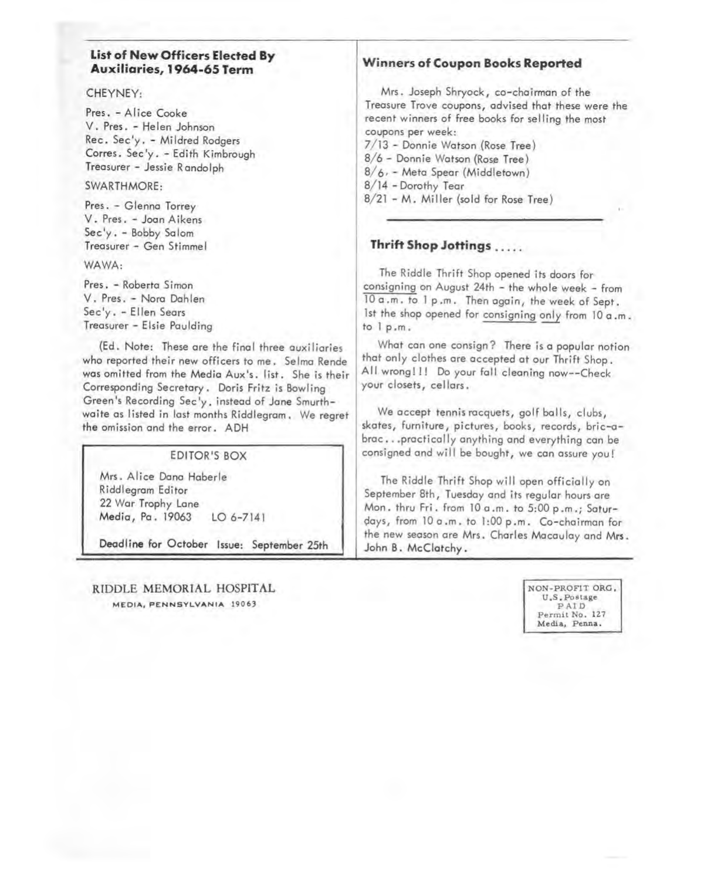## List of New Officers Elected By Auxiliaries, 1964-65 Term

CHEYNEY:

Pres. - Alice Cooke
V. Pres. - Helen Johnson
Rec. Sec'y. - Mildred Rodgers
Corres. Sec'y. - Edith Kimbrough
Treasurer - Jessie Randolph

SWARTHMORE:

Pres. - Glenna Torrey
V. Pres. - Joan Aikens
Sec'y. - Bobby Salom
Treasurer - Gen Stimmel

WAWA:

Pres. - Roberta Simon
V. Pres. - Nora Dahlen
Sec'y. - Ellen Sears
Treasurer - Elsie Paulding

(Ed. Note: These are the final three auxiliaries who reported their new officers to me. Selma Rende was omitted from the Media Aux's. list. She is their Corresponding Secretary. Doris Fritz is Bowling Green's Recording Sec'y. instead of Jane Smurthwaite as listed in last months Riddlegram. We regret the omission and the error. ADH

**EDITOR'S BOX**

Mrs. Alice Dana Haberle
Riddlegram Editor
22 War Trophy Lane
Media, Pa. 19063 LO 6-7141

**Deadline for October Issue: September 25th**

## Winners of Coupon Books Reported

Mrs. Joseph Shryock, co-chairman of the Treasure Trove coupons, advised that these were the recent winners of free books for selling the most coupons per week:

7/13 - Donnie Watson (Rose Tree)
8/6 - Donnie Watson (Rose Tree)
8/6 - Meta Spear (Middletown)
8/14 - Dorothy Tear
8/21 - M. Miller (sold for Rose Tree)

## Thrift Shop Jottings .....

The Riddle Thrift Shop opened its doors for consigning on August 24th - the whole week - from 10 a.m. to 1 p.m. Then again, the week of Sept. 1st the shop opened for consigning only from 10 a.m. to 1 p.m.

What can one consign? There is a popular notion that only clothes are accepted at our Thrift Shop. All wrong!!! Do your fall cleaning now--Check your closets, cellars.

We accept tennis racquets, golf balls, clubs, skates, furniture, pictures, books, records, bric-a-brac...practically anything and everything can be consigned and will be bought, we can assure you!

The Riddle Thrift Shop will open officially on September 8th, Tuesday and its regular hours are Mon. thru Fri. from 10 a.m. to 5:00 p.m.; Saturdays, from 10 a.m. to 1:00 p.m. Co-chairman for the new season are Mrs. Charles Macaulay and Mrs. John B. McClatchy.

RIDDLE MEMORIAL HOSPITAL
MEDIA, PENNSYLVANIA 19063

NON-PROFIT ORG.
U.S. Postage
PAID
Permit No. 127
Media, Penna.